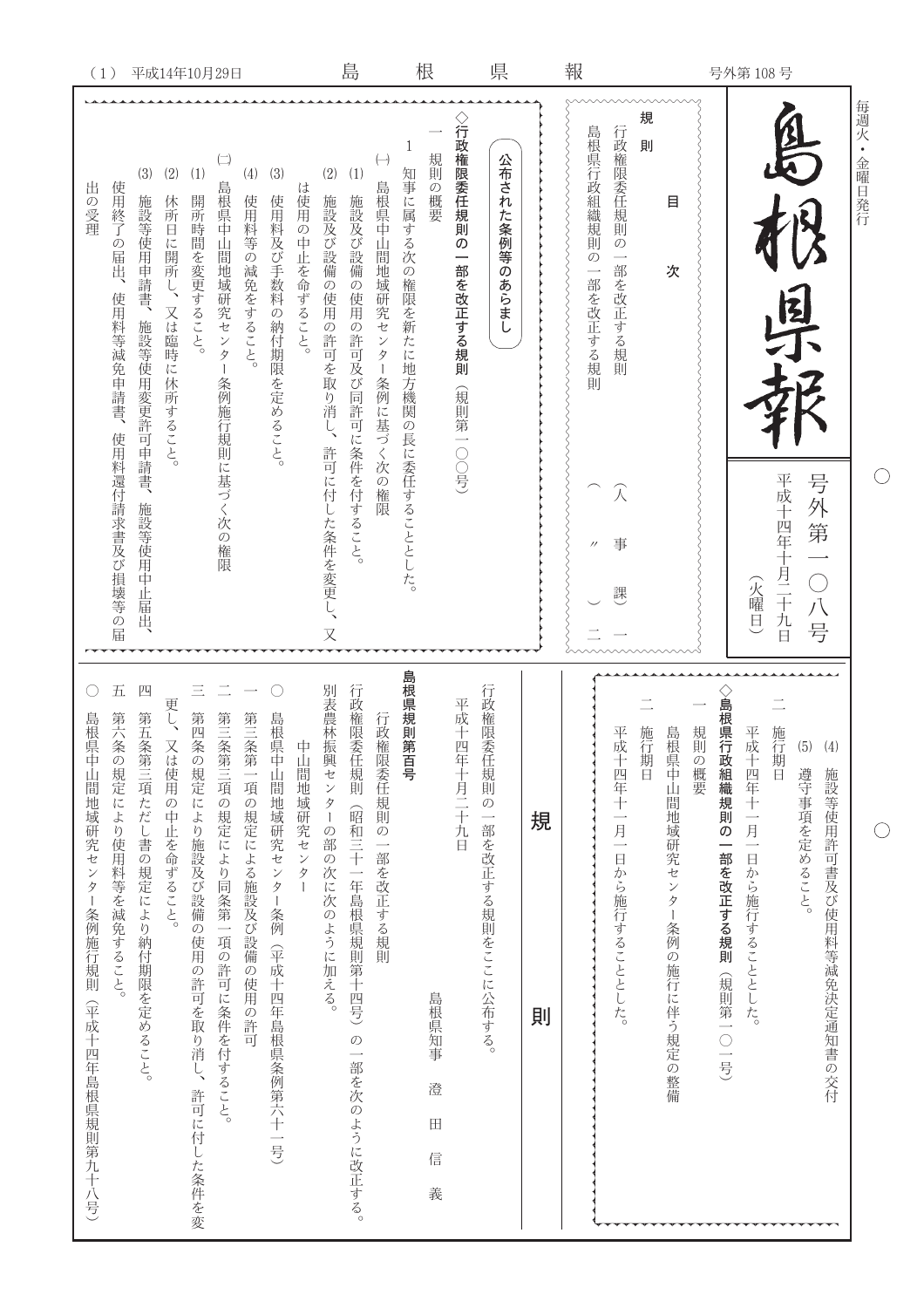# 島根県報

毎週火・金曜日発行

号外第一〇八号

平成十四年十月二十九日（火曜日）

## 目次

**規則**

行政権限委任規則の一部を改正する規則（人事課）一

島根県行政組織規則の一部を改正する規則（〃）二

## 公布された条例等のあらまし

### ◇行政権限委任規則の一部を改正する規則（規則第一〇〇号）

一　規則の概要

1　知事に属する次の権限を新たに地方機関の長に委任することとした。

(一)　島根県中山間地域研究センター条例に基づく次の権限

(1)　施設及び設備の使用の許可及び同許可に条件を付すること。

(2)　施設及び設備の使用の許可を取り消し、許可に付した条件を変更し、又は使用の中止を命ずること。

(3)　使用料及び手数料の納付期限を定めること。

(4)　使用料等の減免をすること。

(二)　島根県中山間地域研究センター条例施行規則に基づく次の権限

(1)　開所時間を変更すること。

(2)　休所日に開所し、又は臨時に休所すること。

(3)　施設等使用申請書、施設等使用変更許可申請書、施設等使用中止届出、使用終了の届出、使用料等減免申請書、使用料還付請求書及び損壊等の届出の受理

(4)　施設等使用許可書及び使用料等減免決定通知書の交付

(5)　遵守事項を定めること。

二　施行期日

平成十四年十一月一日から施行することとした。

### ◇島根県行政組織規則の一部を改正する規則（規則第一〇一号）

一　規則の概要

島根県中山間地域研究センター条例の施行に伴う規定の整備

二　施行期日

平成十四年十一月一日から施行することとした。

## 規則

行政権限委任規則の一部を改正する規則をここに公布する。

平成十四年十月二十九日

島根県知事　澄田信義

**島根県規則第百号**

行政権限委任規則の一部を改正する規則

行政権限委任規則（昭和三十一年島根県規則第十四号）の一部を次のように改正する。

別表農林振興センターの部の次に次のように加える。

中山間地域研究センター

〇　島根県中山間地域研究センター条例（平成十四年島根県条例第六十一号）

一　第三条第一項の規定による施設及び設備の使用の許可

二　第三条第三項の規定により同条第一項の許可に条件を付すること。

三　第四条の規定により施設及び設備の使用の許可を取り消し、許可に付した条件を変更し、又は使用の中止を命ずること。

四　第五条第三項ただし書の規定により納付期限を定めること。

五　第六条の規定により使用料等を減免すること。

〇　島根県中山間地域研究センター条例施行規則（平成十四年島根県規則第九十八号）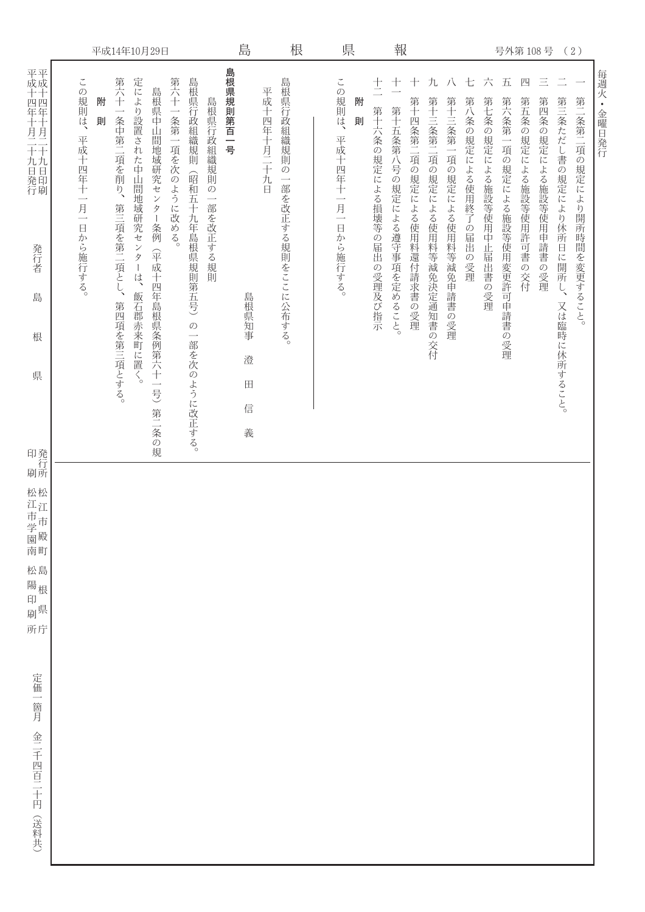一　第二条第二項の規定により開所時間を変更すること。

二　第三条ただし書の規定により休所日に開所し、又は臨時に休所すること。

三　第四条の規定による施設等使用申請書の受理

四　第五条の規定による施設等使用許可書の交付

五　第六条第一項の規定による施設等使用変更許可申請書の受理

六　第七条の規定による施設等使用中止届出書の受理

七　第八条の規定による使用終了の届出の受理

八　第十三条第一項の規定による使用料等減免申請書の受理

九　第十三条第二項の規定による使用料等減免決定通知書の交付

十　第十四条第二項の規定による使用料還付請求書の受理

十一　第十五条第八号の規定による遵守事項を定めること。

十二　第十六条の規定による損壊等の届出の受理及び指示

**附　則**

この規則は、平成十四年十一月一日から施行する。

---

島根県行政組織規則の一部を改正する規則をここに公布する。

平成十四年十月二十九日

島根県知事　澄　田　信　義

## 島根県規則第百一号

島根県行政組織規則の一部を改正する規則

島根県行政組織規則（昭和五十九年島根県規則第五号）の一部を次のように改正する。

第六十一条第一項を次のように改める。

　島根県中山間地域研究センター条例（平成十四年島根県条例第六十一号）第二条の規定により設置された中山間地域研究センターは、飯石郡赤来町に置く。

第六十一条中第二項を削り、第三項を第二項とし、第四項を第三項とする。

**附　則**

この規則は、平成十四年十一月一日から施行する。

---

平成十四年十月二十九日印刷
平成十四年十月二十九日発行

発行者　島根県

発行所　松江市殿町　島根県庁
印刷所　松江市学園南　松陽印刷所

定価一箇月　金二千四百二十円（送料共）